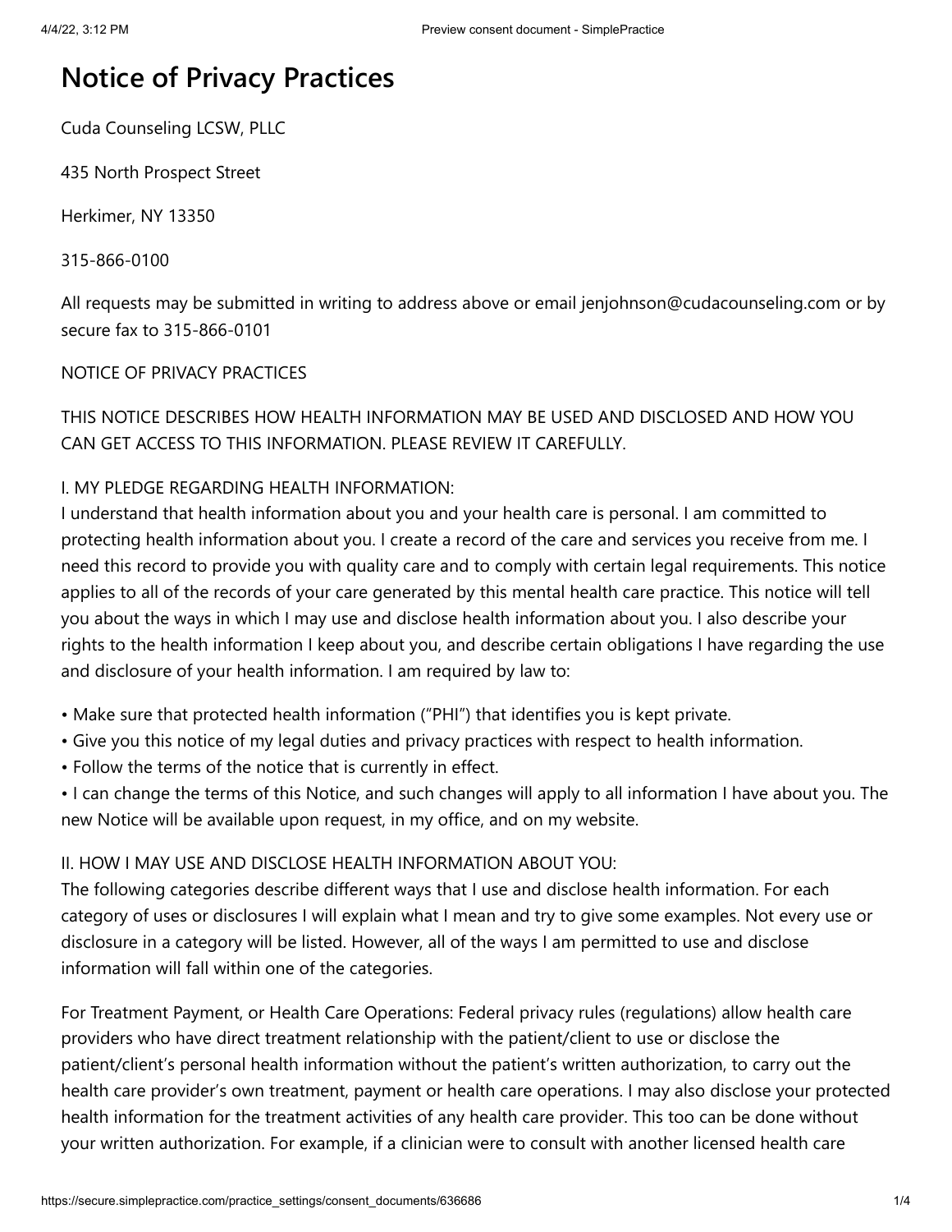# Notice of Privacy Practices

Cuda Counseling LCSW, PLLC

435 North Prospect Street

Herkimer, NY 13350

315-866-0100

All requests may be submitted in writing to address above or email jenjohnson@cudacounseling.com or by secure fax to 315-866-0101

NOTICE OF PRIVACY PRACTICES

THIS NOTICE DESCRIBES HOW HEALTH INFORMATION MAY BE USED AND DISCLOSED AND HOW YOU CAN GET ACCESS TO THIS INFORMATION. PLEASE REVIEW IT CAREFULLY.

I. MY PLEDGE REGARDING HEALTH INFORMATION:
I understand that health information about you and your health care is personal. I am committed to protecting health information about you. I create a record of the care and services you receive from me. I need this record to provide you with quality care and to comply with certain legal requirements. This notice applies to all of the records of your care generated by this mental health care practice. This notice will tell you about the ways in which I may use and disclose health information about you. I also describe your rights to the health information I keep about you, and describe certain obligations I have regarding the use and disclosure of your health information. I am required by law to:

- Make sure that protected health information ("PHI") that identifies you is kept private.
- Give you this notice of my legal duties and privacy practices with respect to health information.
- Follow the terms of the notice that is currently in effect.
- I can change the terms of this Notice, and such changes will apply to all information I have about you. The new Notice will be available upon request, in my office, and on my website.

II. HOW I MAY USE AND DISCLOSE HEALTH INFORMATION ABOUT YOU:
The following categories describe different ways that I use and disclose health information. For each category of uses or disclosures I will explain what I mean and try to give some examples. Not every use or disclosure in a category will be listed. However, all of the ways I am permitted to use and disclose information will fall within one of the categories.

For Treatment Payment, or Health Care Operations: Federal privacy rules (regulations) allow health care providers who have direct treatment relationship with the patient/client to use or disclose the patient/client's personal health information without the patient's written authorization, to carry out the health care provider's own treatment, payment or health care operations. I may also disclose your protected health information for the treatment activities of any health care provider. This too can be done without your written authorization. For example, if a clinician were to consult with another licensed health care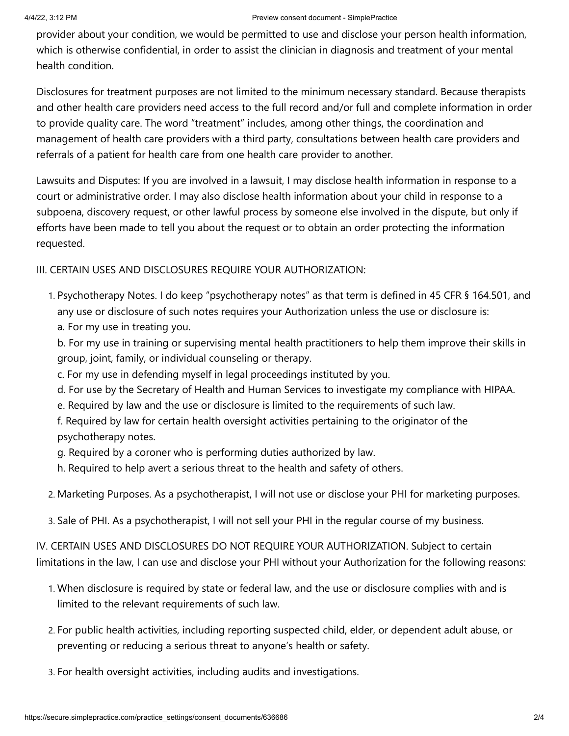provider about your condition, we would be permitted to use and disclose your person health information, which is otherwise confidential, in order to assist the clinician in diagnosis and treatment of your mental health condition.

Disclosures for treatment purposes are not limited to the minimum necessary standard. Because therapists and other health care providers need access to the full record and/or full and complete information in order to provide quality care. The word “treatment” includes, among other things, the coordination and management of health care providers with a third party, consultations between health care providers and referrals of a patient for health care from one health care provider to another.

Lawsuits and Disputes: If you are involved in a lawsuit, I may disclose health information in response to a court or administrative order. I may also disclose health information about your child in response to a subpoena, discovery request, or other lawful process by someone else involved in the dispute, but only if efforts have been made to tell you about the request or to obtain an order protecting the information requested.

III. CERTAIN USES AND DISCLOSURES REQUIRE YOUR AUTHORIZATION:

1. Psychotherapy Notes. I do keep ”psychotherapy notes” as that term is defined in 45 CFR § 164.501, and any use or disclosure of such notes requires your Authorization unless the use or disclosure is:
   a. For my use in treating you.
   b. For my use in training or supervising mental health practitioners to help them improve their skills in group, joint, family, or individual counseling or therapy.
   c. For my use in defending myself in legal proceedings instituted by you.
   d. For use by the Secretary of Health and Human Services to investigate my compliance with HIPAA.
   e. Required by law and the use or disclosure is limited to the requirements of such law.
   f. Required by law for certain health oversight activities pertaining to the originator of the psychotherapy notes.
   g. Required by a coroner who is performing duties authorized by law.
   h. Required to help avert a serious threat to the health and safety of others.
2. Marketing Purposes. As a psychotherapist, I will not use or disclose your PHI for marketing purposes.
3. Sale of PHI. As a psychotherapist, I will not sell your PHI in the regular course of my business.

IV. CERTAIN USES AND DISCLOSURES DO NOT REQUIRE YOUR AUTHORIZATION. Subject to certain limitations in the law, I can use and disclose your PHI without your Authorization for the following reasons:

1. When disclosure is required by state or federal law, and the use or disclosure complies with and is limited to the relevant requirements of such law.
2. For public health activities, including reporting suspected child, elder, or dependent adult abuse, or preventing or reducing a serious threat to anyone’s health or safety.
3. For health oversight activities, including audits and investigations.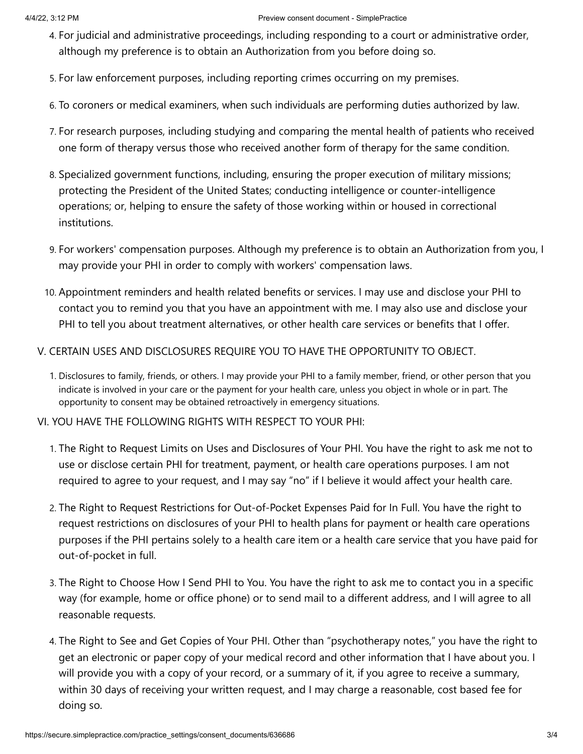4. For judicial and administrative proceedings, including responding to a court or administrative order, although my preference is to obtain an Authorization from you before doing so.
5. For law enforcement purposes, including reporting crimes occurring on my premises.
6. To coroners or medical examiners, when such individuals are performing duties authorized by law.
7. For research purposes, including studying and comparing the mental health of patients who received one form of therapy versus those who received another form of therapy for the same condition.
8. Specialized government functions, including, ensuring the proper execution of military missions; protecting the President of the United States; conducting intelligence or counter-intelligence operations; or, helping to ensure the safety of those working within or housed in correctional institutions.
9. For workers' compensation purposes. Although my preference is to obtain an Authorization from you, I may provide your PHI in order to comply with workers' compensation laws.
10. Appointment reminders and health related benefits or services. I may use and disclose your PHI to contact you to remind you that you have an appointment with me. I may also use and disclose your PHI to tell you about treatment alternatives, or other health care services or benefits that I offer.

V. CERTAIN USES AND DISCLOSURES REQUIRE YOU TO HAVE THE OPPORTUNITY TO OBJECT.

1. Disclosures to family, friends, or others. I may provide your PHI to a family member, friend, or other person that you indicate is involved in your care or the payment for your health care, unless you object in whole or in part. The opportunity to consent may be obtained retroactively in emergency situations.

VI. YOU HAVE THE FOLLOWING RIGHTS WITH RESPECT TO YOUR PHI:

1. The Right to Request Limits on Uses and Disclosures of Your PHI. You have the right to ask me not to use or disclose certain PHI for treatment, payment, or health care operations purposes. I am not required to agree to your request, and I may say "no" if I believe it would affect your health care.
2. The Right to Request Restrictions for Out-of-Pocket Expenses Paid for In Full. You have the right to request restrictions on disclosures of your PHI to health plans for payment or health care operations purposes if the PHI pertains solely to a health care item or a health care service that you have paid for out-of-pocket in full.
3. The Right to Choose How I Send PHI to You. You have the right to ask me to contact you in a specific way (for example, home or office phone) or to send mail to a different address, and I will agree to all reasonable requests.
4. The Right to See and Get Copies of Your PHI. Other than "psychotherapy notes," you have the right to get an electronic or paper copy of your medical record and other information that I have about you. I will provide you with a copy of your record, or a summary of it, if you agree to receive a summary, within 30 days of receiving your written request, and I may charge a reasonable, cost based fee for doing so.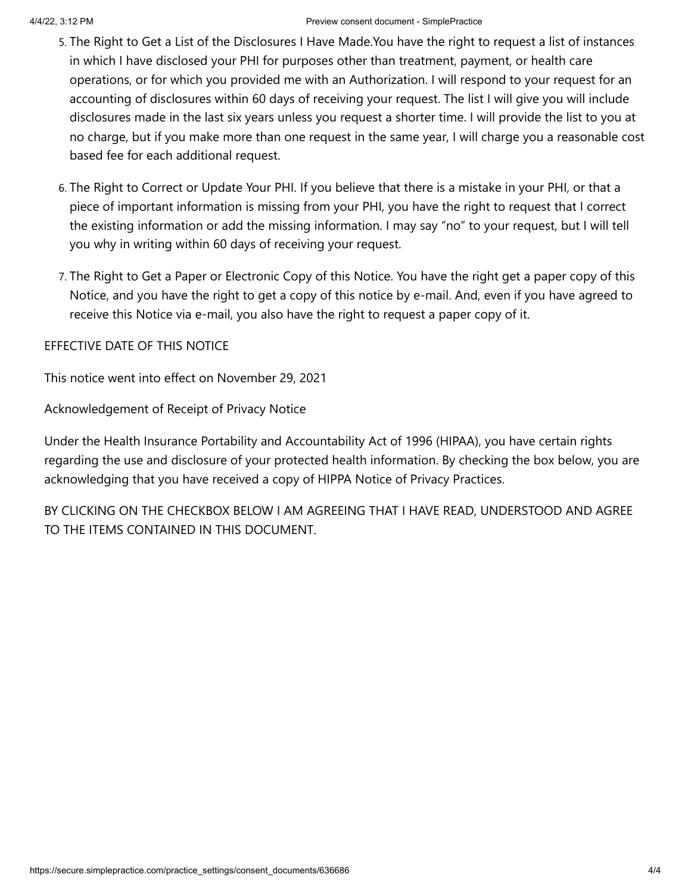5. The Right to Get a List of the Disclosures I Have Made.You have the right to request a list of instances in which I have disclosed your PHI for purposes other than treatment, payment, or health care operations, or for which you provided me with an Authorization. I will respond to your request for an accounting of disclosures within 60 days of receiving your request. The list I will give you will include disclosures made in the last six years unless you request a shorter time. I will provide the list to you at no charge, but if you make more than one request in the same year, I will charge you a reasonable cost based fee for each additional request.

6. The Right to Correct or Update Your PHI. If you believe that there is a mistake in your PHI, or that a piece of important information is missing from your PHI, you have the right to request that I correct the existing information or add the missing information. I may say "no" to your request, but I will tell you why in writing within 60 days of receiving your request.

7. The Right to Get a Paper or Electronic Copy of this Notice. You have the right get a paper copy of this Notice, and you have the right to get a copy of this notice by e-mail. And, even if you have agreed to receive this Notice via e-mail, you also have the right to request a paper copy of it.

EFFECTIVE DATE OF THIS NOTICE

This notice went into effect on November 29, 2021

Acknowledgement of Receipt of Privacy Notice

Under the Health Insurance Portability and Accountability Act of 1996 (HIPAA), you have certain rights regarding the use and disclosure of your protected health information. By checking the box below, you are acknowledging that you have received a copy of HIPPA Notice of Privacy Practices.

BY CLICKING ON THE CHECKBOX BELOW I AM AGREEING THAT I HAVE READ, UNDERSTOOD AND AGREE TO THE ITEMS CONTAINED IN THIS DOCUMENT.